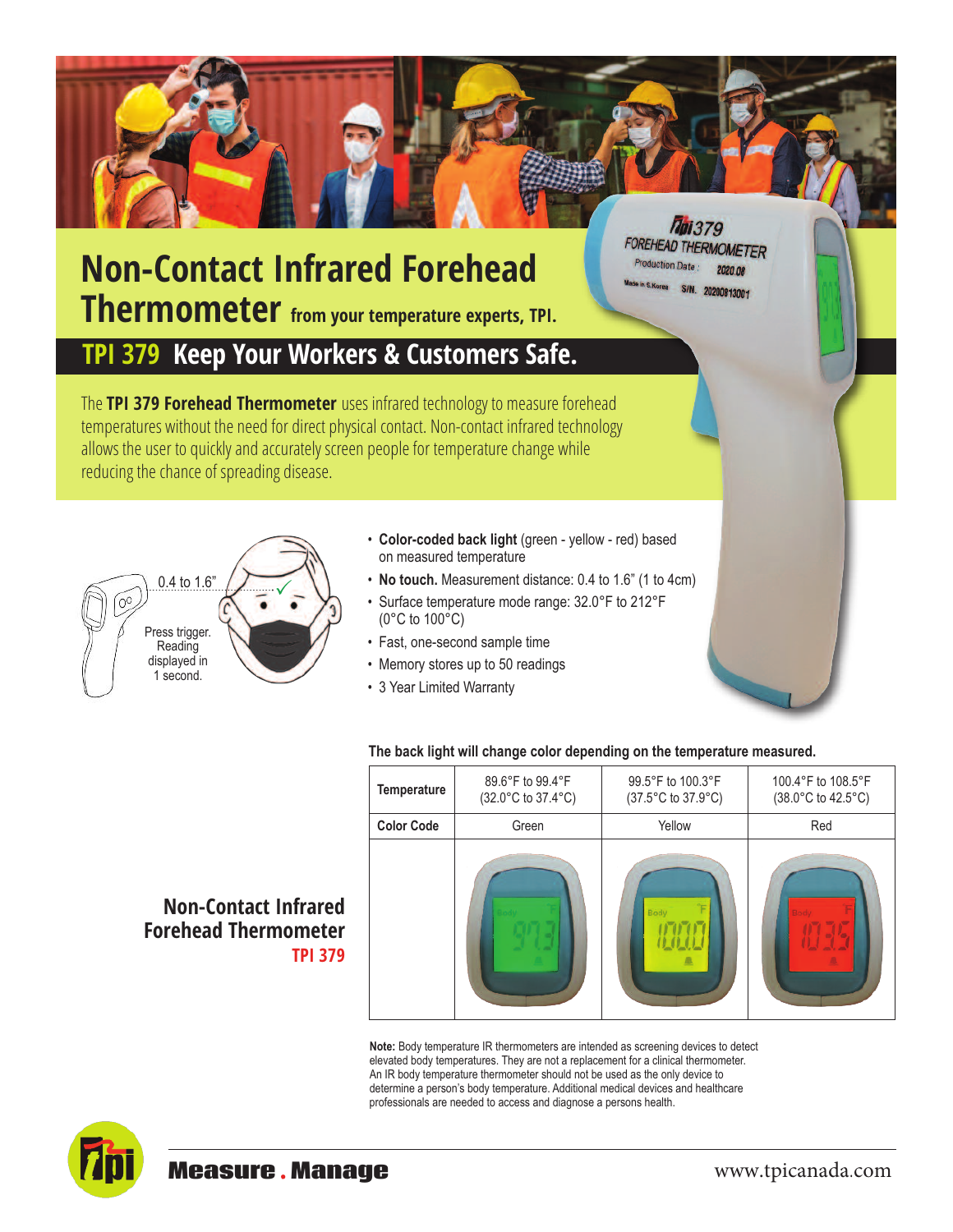# Non-Contact Infrared Forehead Thermometer from your temperature experts, TPI.

## TPI 379 Keep Your Workers & Customers Safe.

The **TPI 379 Forehead Thermometer** uses infrared technology to measure forehead temperatures without the need for direct physical contact. Non-contact infrared technology allows the user to quickly and accurately screen people for temperature change while reducing the chance of spreading disease.

0.4 to 1.6"

Press trigger. Reading displayed in 1 second.

- **Color-coded back light** (green - yellow - red) based on measured temperature
- **No touch.** Measurement distance: 0.4 to 1.6" (1 to 4cm)
- Surface temperature mode range: 32.0°F to 212°F (0°C to 100°C)
- Fast, one-second sample time
- Memory stores up to 50 readings
- 3 Year Limited Warranty

**The back light will change color depending on the temperature measured.**

| Temperature | 89.6°F to 99.4°F (32.0°C to 37.4°C) | 99.5°F to 100.3°F (37.5°C to 37.9°C) | 100.4°F to 108.5°F (38.0°C to 42.5°C) |
|---|---|---|---|
| Color Code | Green | Yellow | Red |
| | 97.3 | 100.0 | 103.5 |

**Non-Contact Infrared Forehead Thermometer**
**TPI 379**

**Note:** Body temperature IR thermometers are intended as screening devices to detect elevated body temperatures. They are not a replacement for a clinical thermometer. An IR body temperature thermometer should not be used as the only device to determine a person's body temperature. Additional medical devices and healthcare professionals are needed to access and diagnose a persons health.

**Measure . Manage**

www.tpicanada.com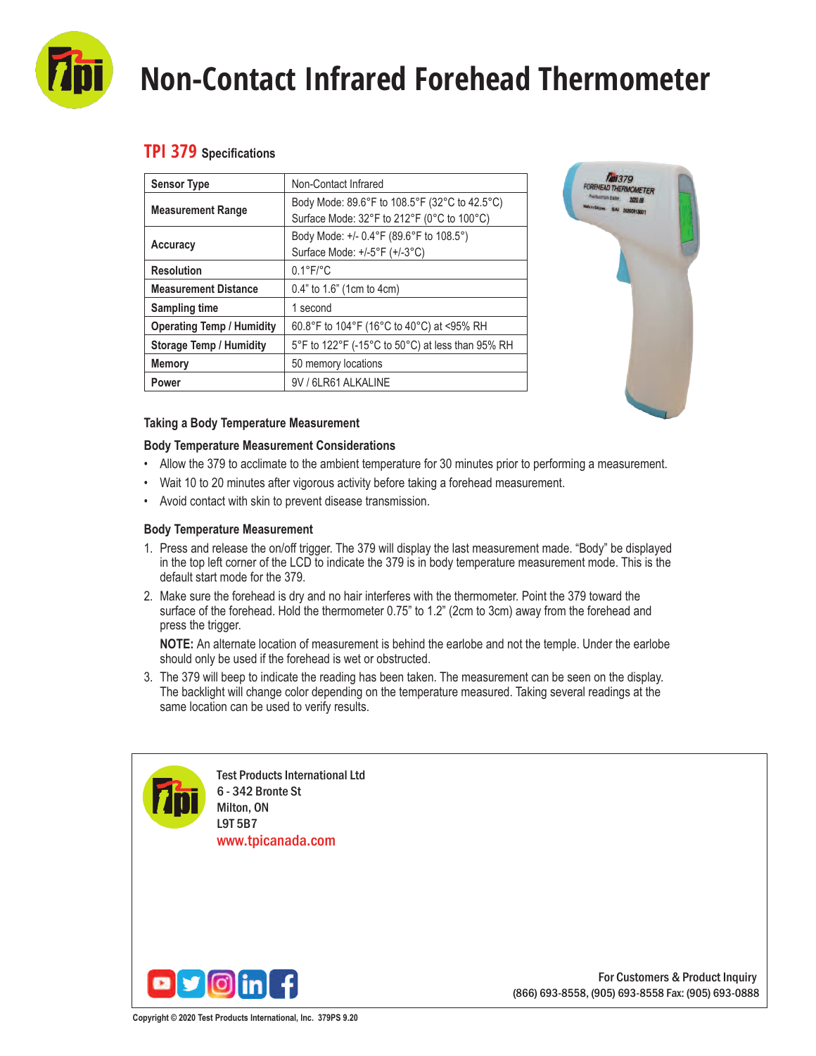# Non-Contact Infrared Forehead Thermometer

## TPI 379 Specifications

| | |
|---|---|
| **Sensor Type** | Non-Contact Infrared |
| **Measurement Range** | Body Mode: 89.6°F to 108.5°F (32°C to 42.5°C)<br>Surface Mode: 32°F to 212°F (0°C to 100°C) |
| **Accuracy** | Body Mode: +/- 0.4°F (89.6°F to 108.5°)<br>Surface Mode: +/-5°F (+/-3°C) |
| **Resolution** | 0.1°F/°C |
| **Measurement Distance** | 0.4" to 1.6" (1cm to 4cm) |
| **Sampling time** | 1 second |
| **Operating Temp / Humidity** | 60.8°F to 104°F (16°C to 40°C) at <95% RH |
| **Storage Temp / Humidity** | 5°F to 122°F (-15°C to 50°C) at less than 95% RH |
| **Memory** | 50 memory locations |
| **Power** | 9V / 6LR61 ALKALINE |

### Taking a Body Temperature Measurement

#### Body Temperature Measurement Considerations

- Allow the 379 to acclimate to the ambient temperature for 30 minutes prior to performing a measurement.
- Wait 10 to 20 minutes after vigorous activity before taking a forehead measurement.
- Avoid contact with skin to prevent disease transmission.

#### Body Temperature Measurement

1. Press and release the on/off trigger. The 379 will display the last measurement made. "Body" be displayed in the top left corner of the LCD to indicate the 379 is in body temperature measurement mode. This is the default start mode for the 379.
2. Make sure the forehead is dry and no hair interferes with the thermometer. Point the 379 toward the surface of the forehead. Hold the thermometer 0.75" to 1.2" (2cm to 3cm) away from the forehead and press the trigger.

   **NOTE:** An alternate location of measurement is behind the earlobe and not the temple. Under the earlobe should only be used if the forehead is wet or obstructed.
3. The 379 will beep to indicate the reading has been taken. The measurement can be seen on the display. The backlight will change color depending on the temperature measured. Taking several readings at the same location can be used to verify results.

Test Products International Ltd
6 - 342 Bronte St
Milton, ON
L9T 5B7
www.tpicanada.com

For Customers & Product Inquiry
(866) 693-8558, (905) 693-8558 Fax: (905) 693-0888

Copyright © 2020 Test Products International, Inc. 379PS 9.20